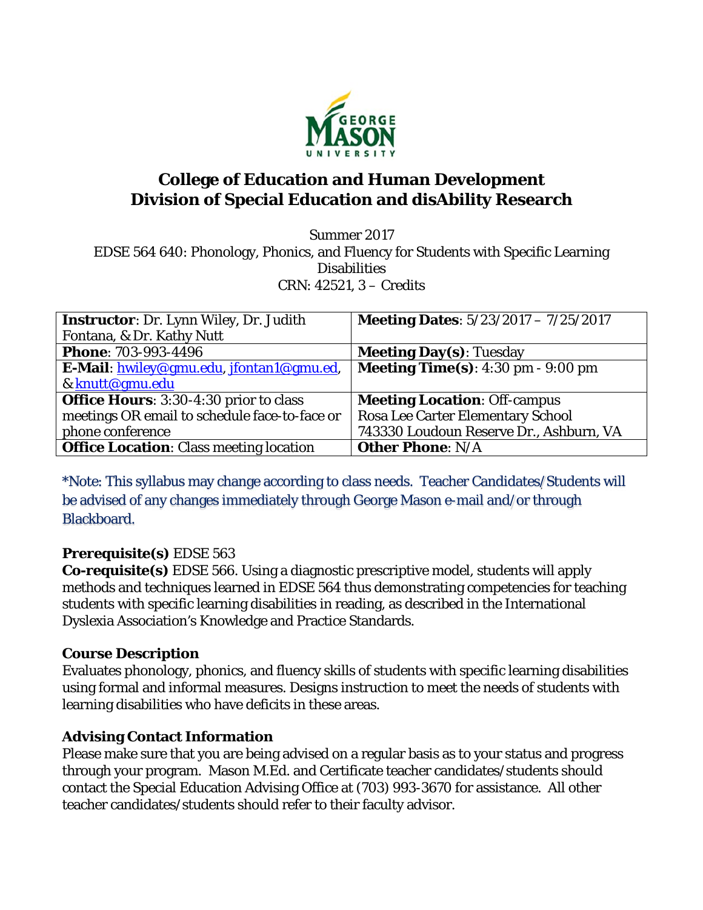# College of Education and Human Development
# Division of Special Education and disAbility Research

Summer 2017
EDSE 564 640: Phonology, Phonics, and Fluency for Students with Specific Learning Disabilities
CRN: 42521, 3 – Credits

| **Instructor**: Dr. Lynn Wiley, Dr. Judith Fontana, & Dr. Kathy Nutt | **Meeting Dates**: 5/23/2017 – 7/25/2017 |
|---|---|
| **Phone**: 703-993-4496 | **Meeting Day(s)**: Tuesday |
| **E-Mail**: hwiley@gmu.edu, jfontan1@gmu.ed, & knutt@gmu.edu | **Meeting Time(s)**: 4:30 pm - 9:00 pm |
| **Office Hours**: 3:30-4:30 prior to class meetings OR email to schedule face-to-face or phone conference | **Meeting Location**: Off-campus Rosa Lee Carter Elementary School 743330 Loudoun Reserve Dr., Ashburn, VA |
| **Office Location**: Class meeting location | **Other Phone**: N/A |

*Note: This syllabus may change according to class needs. Teacher Candidates/Students will be advised of any changes immediately through George Mason e-mail and/or through Blackboard.

**Prerequisite(s)** EDSE 563
**Co-requisite(s)** EDSE 566. Using a diagnostic prescriptive model, students will apply methods and techniques learned in EDSE 564 thus demonstrating competencies for teaching students with specific learning disabilities in reading, as described in the International Dyslexia Association's Knowledge and Practice Standards.

### Course Description

Evaluates phonology, phonics, and fluency skills of students with specific learning disabilities using formal and informal measures. Designs instruction to meet the needs of students with learning disabilities who have deficits in these areas.

### Advising Contact Information

Please make sure that you are being advised on a regular basis as to your status and progress through your program. Mason M.Ed. and Certificate teacher candidates/students should contact the Special Education Advising Office at (703) 993-3670 for assistance. All other teacher candidates/students should refer to their faculty advisor.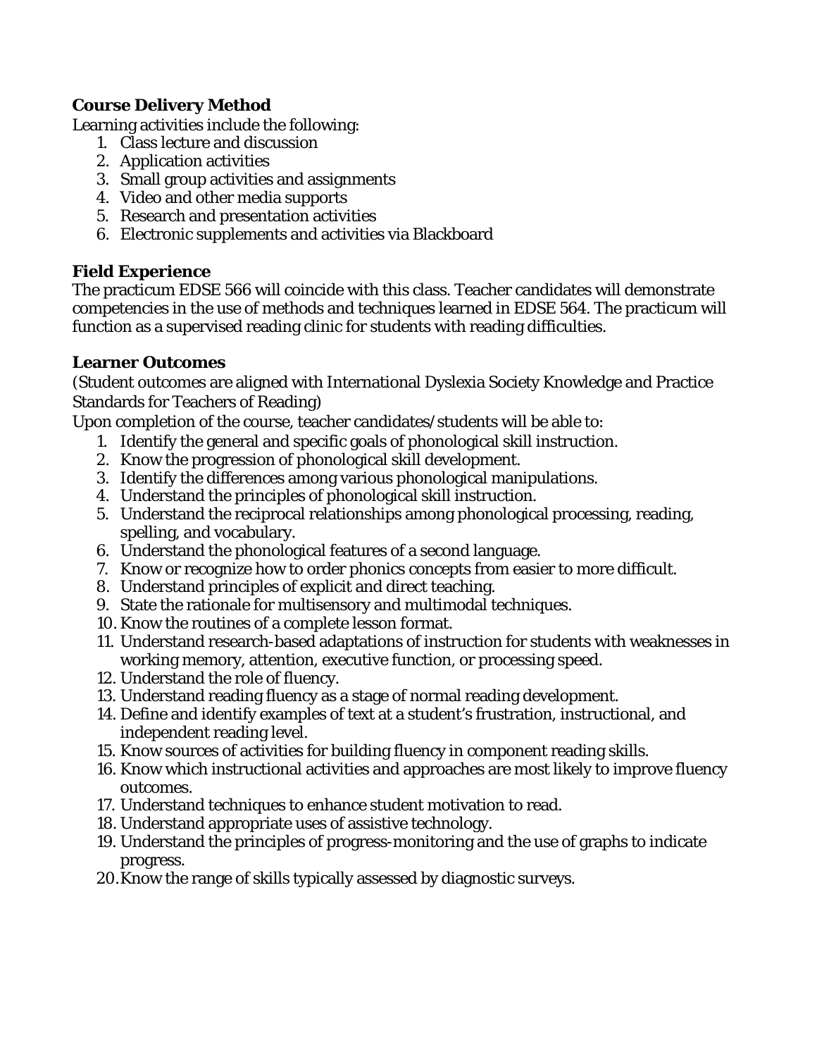**Course Delivery Method**

Learning activities include the following:

1. Class lecture and discussion
2. Application activities
3. Small group activities and assignments
4. Video and other media supports
5. Research and presentation activities
6. Electronic supplements and activities via Blackboard

**Field Experience**

The practicum EDSE 566 will coincide with this class. Teacher candidates will demonstrate competencies in the use of methods and techniques learned in EDSE 564. The practicum will function as a supervised reading clinic for students with reading difficulties.

**Learner Outcomes**

(Student outcomes are aligned with International Dyslexia Society Knowledge and Practice Standards for Teachers of Reading)

Upon completion of the course, teacher candidates/students will be able to:

1. Identify the general and specific goals of phonological skill instruction.
2. Know the progression of phonological skill development.
3. Identify the differences among various phonological manipulations.
4. Understand the principles of phonological skill instruction.
5. Understand the reciprocal relationships among phonological processing, reading, spelling, and vocabulary.
6. Understand the phonological features of a second language.
7. Know or recognize how to order phonics concepts from easier to more difficult.
8. Understand principles of explicit and direct teaching.
9. State the rationale for multisensory and multimodal techniques.
10. Know the routines of a complete lesson format.
11. Understand research-based adaptations of instruction for students with weaknesses in working memory, attention, executive function, or processing speed.
12. Understand the role of fluency.
13. Understand reading fluency as a stage of normal reading development.
14. Define and identify examples of text at a student's frustration, instructional, and independent reading level.
15. Know sources of activities for building fluency in component reading skills.
16. Know which instructional activities and approaches are most likely to improve fluency outcomes.
17. Understand techniques to enhance student motivation to read.
18. Understand appropriate uses of assistive technology.
19. Understand the principles of progress-monitoring and the use of graphs to indicate progress.
20. Know the range of skills typically assessed by diagnostic surveys.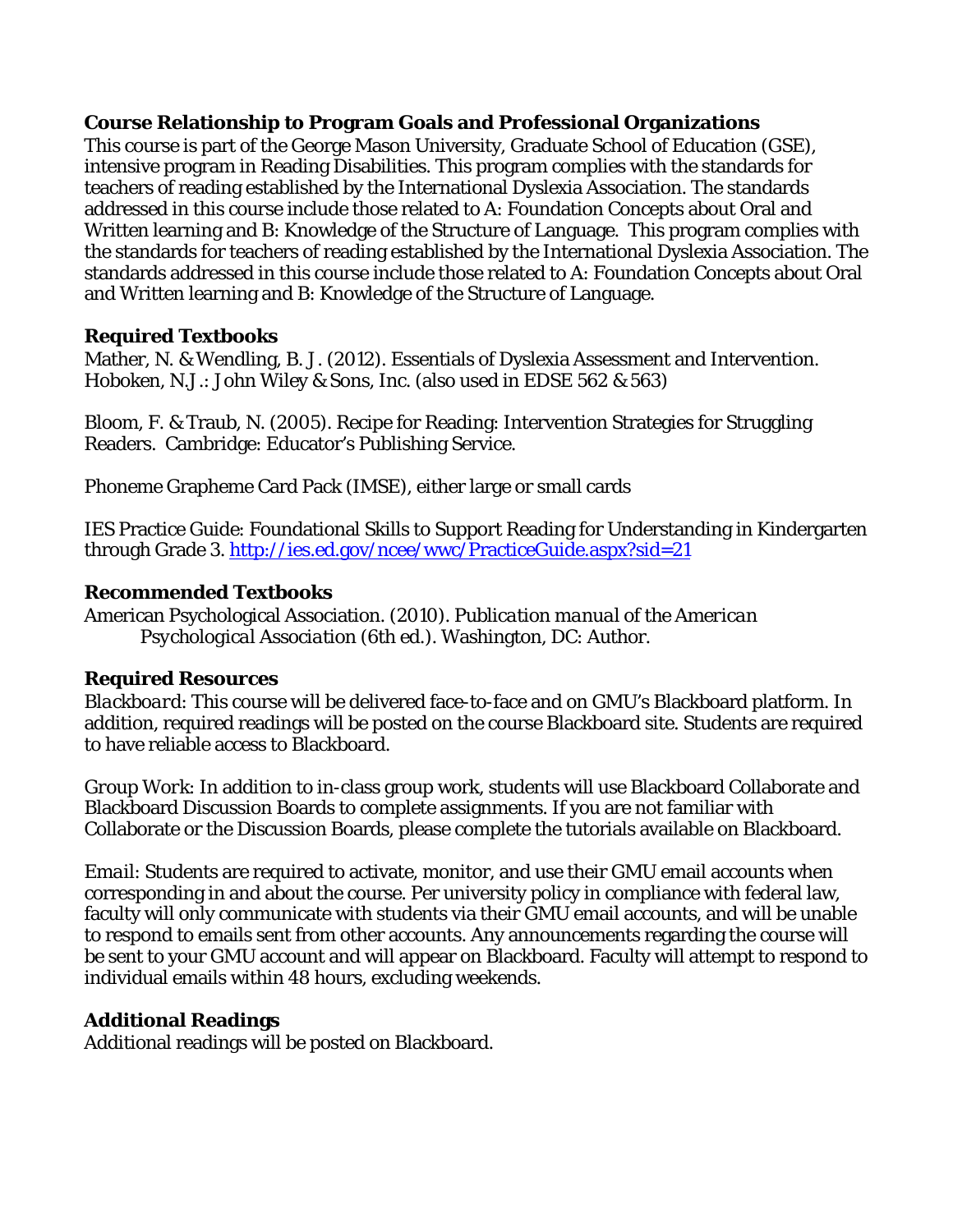**Course Relationship to Program Goals and Professional Organizations**

This course is part of the George Mason University, Graduate School of Education (GSE), intensive program in Reading Disabilities. This program complies with the standards for teachers of reading established by the International Dyslexia Association. The standards addressed in this course include those related to A: Foundation Concepts about Oral and Written learning and B: Knowledge of the Structure of Language. This program complies with the standards for teachers of reading established by the International Dyslexia Association. The standards addressed in this course include those related to A: Foundation Concepts about Oral and Written learning and B: Knowledge of the Structure of Language.

**Required Textbooks**

Mather, N. & Wendling, B. J. (2012). Essentials of Dyslexia Assessment and Intervention. Hoboken, N.J.: John Wiley & Sons, Inc. (also used in EDSE 562 & 563)

Bloom, F. & Traub, N. (2005). Recipe for Reading: Intervention Strategies for Struggling Readers. Cambridge: Educator's Publishing Service.

Phoneme Grapheme Card Pack (IMSE), either large or small cards

IES Practice Guide: Foundational Skills to Support Reading for Understanding in Kindergarten through Grade 3. http://ies.ed.gov/ncee/wwc/PracticeGuide.aspx?sid=21

**Recommended Textbooks**

American Psychological Association. (2010). *Publication manual of the American Psychological Association* (6th ed.). Washington, DC: Author.

**Required Resources**

*Blackboard*: This course will be delivered face-to-face and on GMU's Blackboard platform. In addition, required readings will be posted on the course Blackboard site. Students are required to have reliable access to Blackboard.

*Group Work*: In addition to in-class group work, students will use Blackboard Collaborate and Blackboard Discussion Boards to complete assignments. If you are not familiar with Collaborate or the Discussion Boards, please complete the tutorials available on Blackboard.

*Email*: Students are required to activate, monitor, and use their GMU email accounts when corresponding in and about the course. Per university policy in compliance with federal law, faculty will only communicate with students via their GMU email accounts, and will be unable to respond to emails sent from other accounts. Any announcements regarding the course will be sent to your GMU account and will appear on Blackboard. Faculty will attempt to respond to individual emails within 48 hours, excluding weekends.

**Additional Readings**

Additional readings will be posted on Blackboard.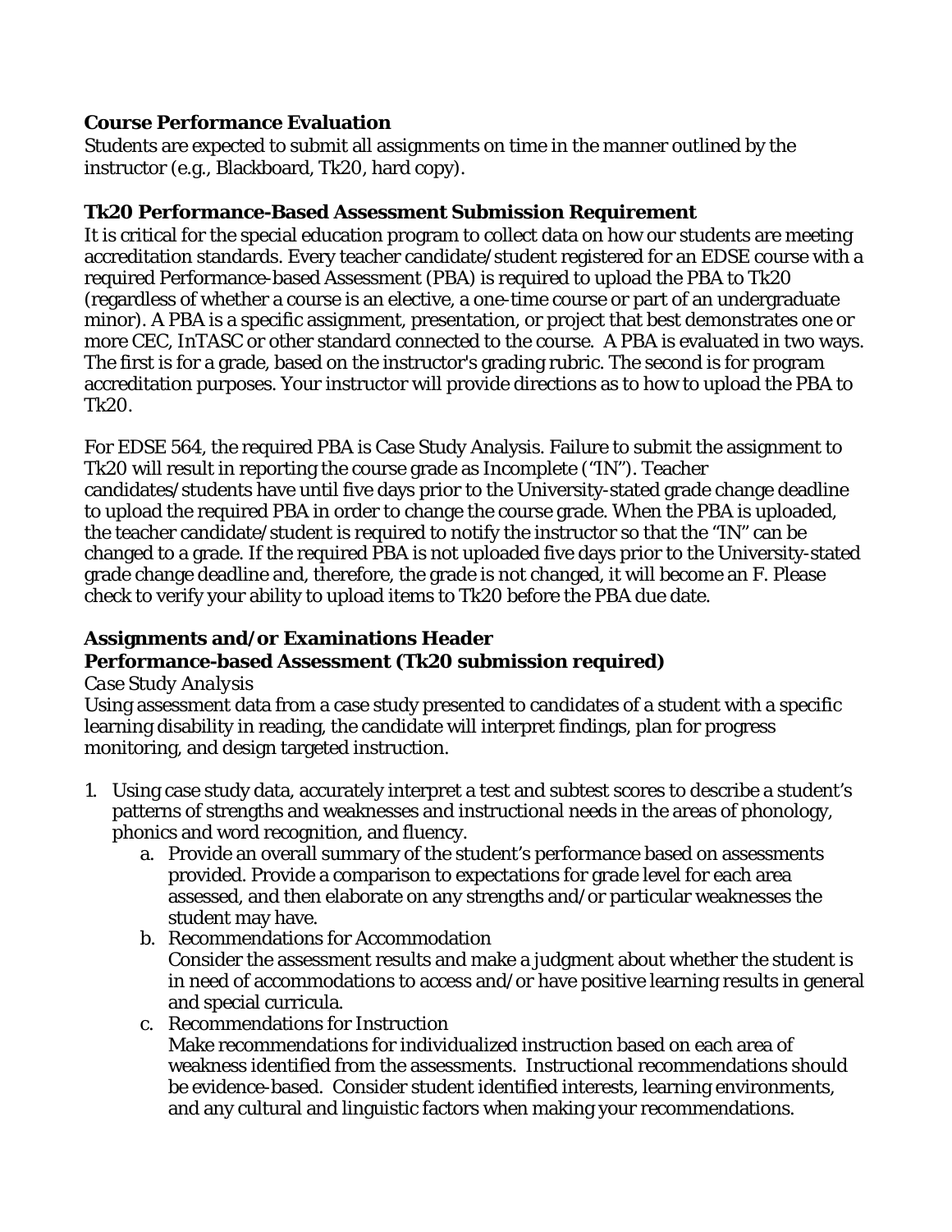**Course Performance Evaluation**

Students are expected to submit all assignments on time in the manner outlined by the instructor (e.g., Blackboard, Tk20, hard copy).

**Tk20 Performance-Based Assessment Submission Requirement**

It is critical for the special education program to collect data on how our students are meeting accreditation standards. Every teacher candidate/student registered for an EDSE course with a required Performance-based Assessment (PBA) is required to upload the PBA to Tk20 (regardless of whether a course is an elective, a one-time course or part of an undergraduate minor). A PBA is a specific assignment, presentation, or project that best demonstrates one or more CEC, InTASC or other standard connected to the course. A PBA is evaluated in two ways. The first is for a grade, based on the instructor's grading rubric. The second is for program accreditation purposes. Your instructor will provide directions as to how to upload the PBA to Tk20.

For EDSE 564, the required PBA is Case Study Analysis. Failure to submit the assignment to Tk20 will result in reporting the course grade as Incomplete ("IN"). Teacher candidates/students have until five days prior to the University-stated grade change deadline to upload the required PBA in order to change the course grade. When the PBA is uploaded, the teacher candidate/student is required to notify the instructor so that the "IN" can be changed to a grade. If the required PBA is not uploaded five days prior to the University-stated grade change deadline and, therefore, the grade is not changed, it will become an F. Please check to verify your ability to upload items to Tk20 before the PBA due date.

**Assignments and/or Examinations Header**

**Performance-based Assessment (Tk20 submission required)**

*Case Study Analysis*

Using assessment data from a case study presented to candidates of a student with a specific learning disability in reading, the candidate will interpret findings, plan for progress monitoring, and design targeted instruction.

1. Using case study data, accurately interpret a test and subtest scores to describe a student's patterns of strengths and weaknesses and instructional needs in the areas of phonology, phonics and word recognition, and fluency.
   a. Provide an overall summary of the student's performance based on assessments provided. Provide a comparison to expectations for grade level for each area assessed, and then elaborate on any strengths and/or particular weaknesses the student may have.
   b. Recommendations for Accommodation
      Consider the assessment results and make a judgment about whether the student is in need of accommodations to access and/or have positive learning results in general and special curricula.
   c. Recommendations for Instruction
      Make recommendations for individualized instruction based on each area of weakness identified from the assessments. Instructional recommendations should be evidence-based. Consider student identified interests, learning environments, and any cultural and linguistic factors when making your recommendations.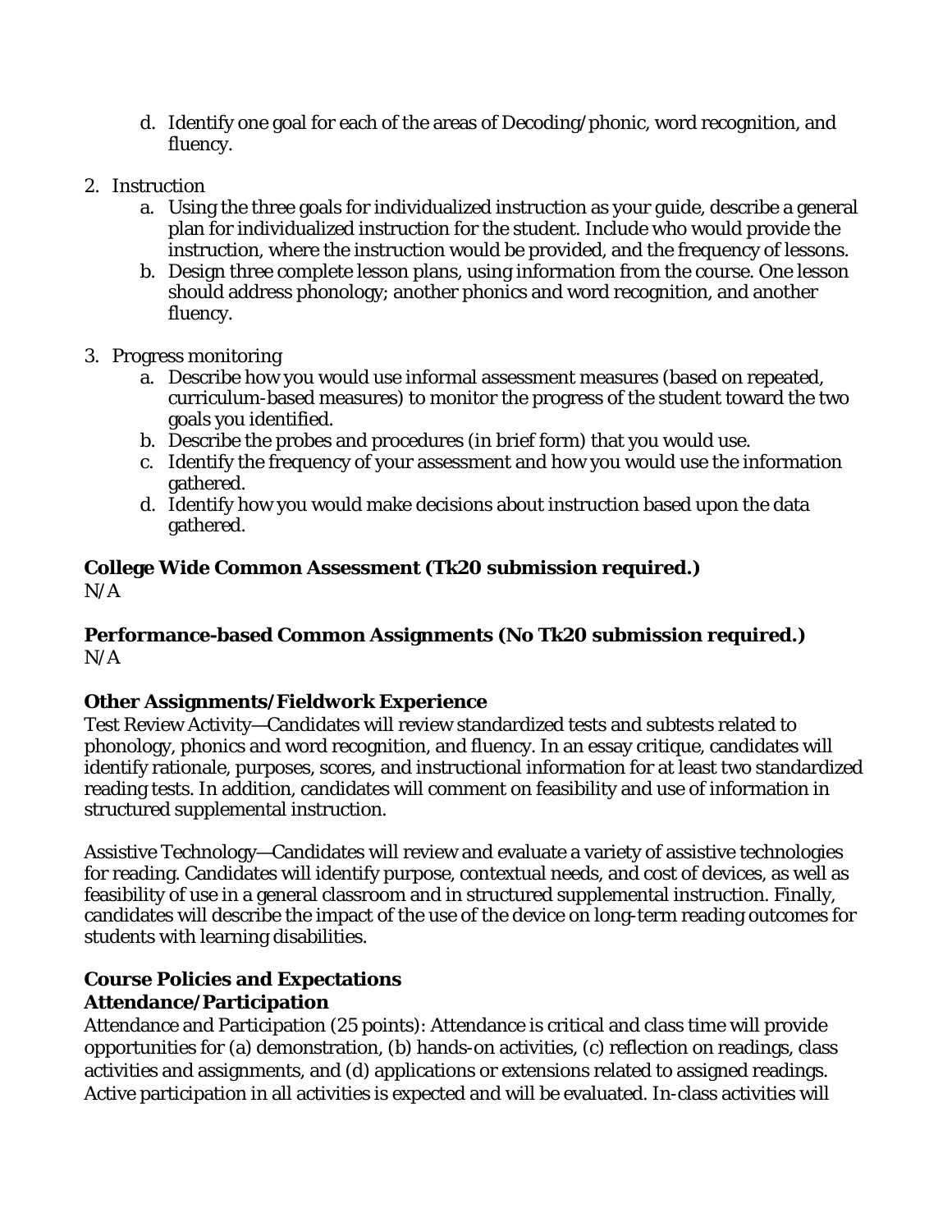d. Identify one goal for each of the areas of Decoding/phonic, word recognition, and fluency.

2. Instruction
   a. Using the three goals for individualized instruction as your guide, describe a general plan for individualized instruction for the student. Include who would provide the instruction, where the instruction would be provided, and the frequency of lessons.
   b. Design three complete lesson plans, using information from the course. One lesson should address phonology; another phonics and word recognition, and another fluency.

3. Progress monitoring
   a. Describe how you would use informal assessment measures (based on repeated, curriculum-based measures) to monitor the progress of the student toward the two goals you identified.
   b. Describe the probes and procedures (in brief form) that you would use.
   c. Identify the frequency of your assessment and how you would use the information gathered.
   d. Identify how you would make decisions about instruction based upon the data gathered.

**College Wide Common Assessment (Tk20 submission required.)**
N/A

**Performance-based Common Assignments (No Tk20 submission required.)**
N/A

**Other Assignments/Fieldwork Experience**
Test Review Activity—Candidates will review standardized tests and subtests related to phonology, phonics and word recognition, and fluency. In an essay critique, candidates will identify rationale, purposes, scores, and instructional information for at least two standardized reading tests. In addition, candidates will comment on feasibility and use of information in structured supplemental instruction.

Assistive Technology—Candidates will review and evaluate a variety of assistive technologies for reading. Candidates will identify purpose, contextual needs, and cost of devices, as well as feasibility of use in a general classroom and in structured supplemental instruction. Finally, candidates will describe the impact of the use of the device on long-term reading outcomes for students with learning disabilities.

**Course Policies and Expectations**
**Attendance/Participation**
Attendance and Participation (25 points): Attendance is critical and class time will provide opportunities for (a) demonstration, (b) hands-on activities, (c) reflection on readings, class activities and assignments, and (d) applications or extensions related to assigned readings. Active participation in all activities is expected and will be evaluated. In-class activities will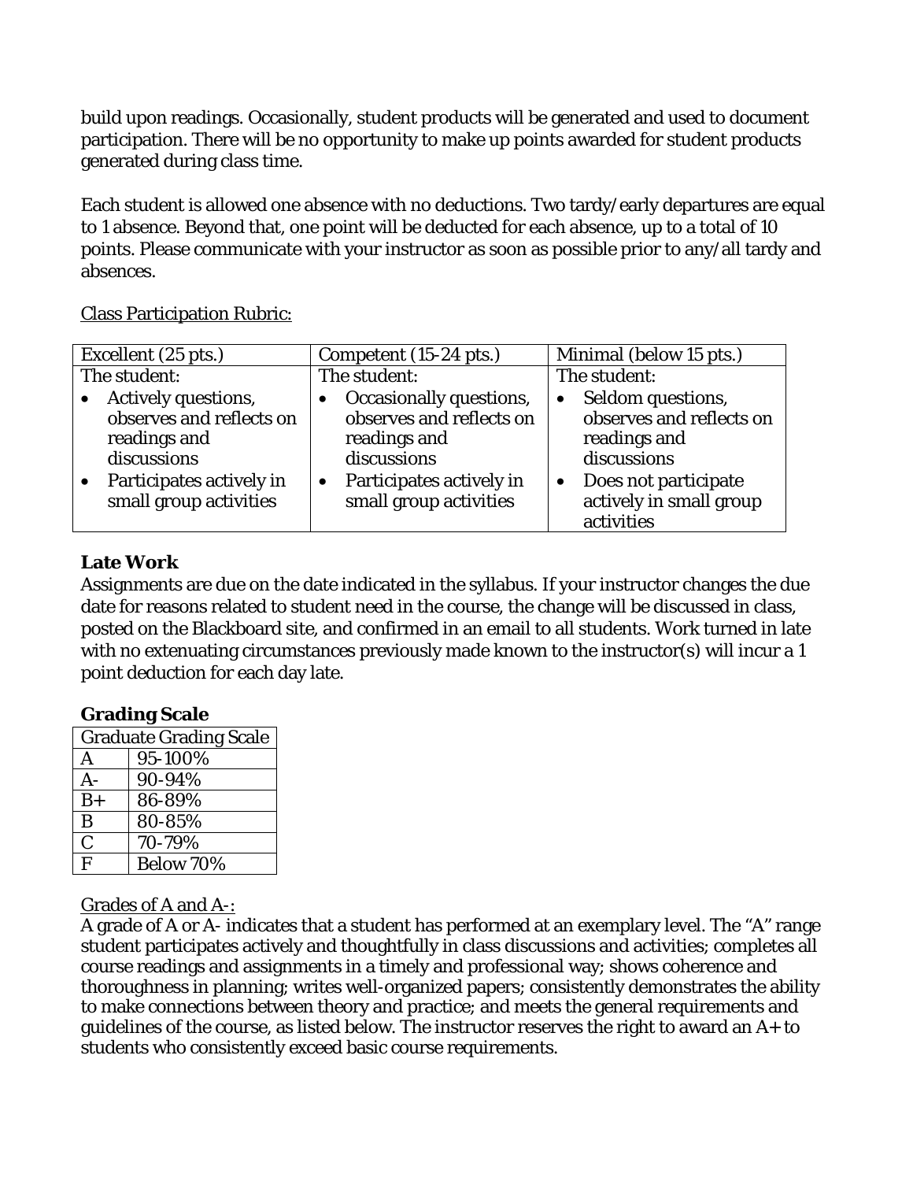build upon readings. Occasionally, student products will be generated and used to document participation. There will be no opportunity to make up points awarded for student products generated during class time.

Each student is allowed one absence with no deductions. Two tardy/early departures are equal to 1 absence. Beyond that, one point will be deducted for each absence, up to a total of 10 points. Please communicate with your instructor as soon as possible prior to any/all tardy and absences.

Class Participation Rubric:

| Excellent (25 pts.) | Competent (15-24 pts.) | Minimal (below 15 pts.) |
|---|---|---|
| The student:<br>• Actively questions, observes and reflects on readings and discussions<br>• Participates actively in small group activities | The student:<br>• Occasionally questions, observes and reflects on readings and discussions<br>• Participates actively in small group activities | The student:<br>• Seldom questions, observes and reflects on readings and discussions<br>• Does not participate actively in small group activities |

### Late Work

Assignments are due on the date indicated in the syllabus. If your instructor changes the due date for reasons related to student need in the course, the change will be discussed in class, posted on the Blackboard site, and confirmed in an email to all students. Work turned in late with no extenuating circumstances previously made known to the instructor(s) will incur a 1 point deduction for each day late.

### Grading Scale

| Graduate Grading Scale | |
|---|---|
| A | 95-100% |
| A- | 90-94% |
| B+ | 86-89% |
| B | 80-85% |
| C | 70-79% |
| F | Below 70% |

Grades of A and A-:

A grade of A or A- indicates that a student has performed at an exemplary level. The "A" range student participates actively and thoughtfully in class discussions and activities; completes all course readings and assignments in a timely and professional way; shows coherence and thoroughness in planning; writes well-organized papers; consistently demonstrates the ability to make connections between theory and practice; and meets the general requirements and guidelines of the course, as listed below. The instructor reserves the right to award an A+ to students who consistently exceed basic course requirements.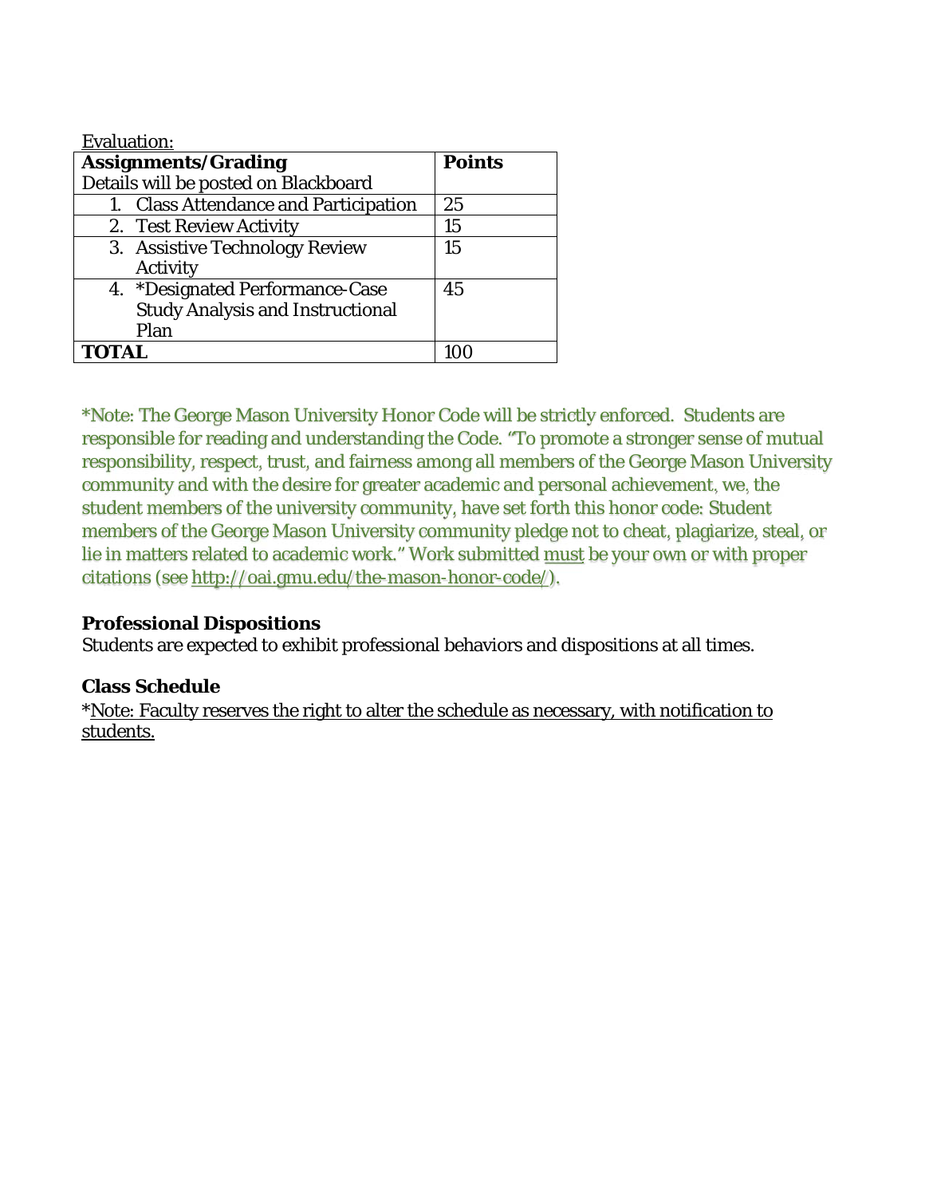Evaluation:

| **Assignments/Grading**<br>Details will be posted on Blackboard | **Points** |
|---|---|
| 1. Class Attendance and Participation | 25 |
| 2. Test Review Activity | 15 |
| 3. Assistive Technology Review Activity | 15 |
| 4. *Designated Performance-Case Study Analysis and Instructional Plan | 45 |
| **TOTAL** | 100 |

*Note: The George Mason University Honor Code will be strictly enforced. Students are responsible for reading and understanding the Code. "To promote a stronger sense of mutual responsibility, respect, trust, and fairness among all members of the George Mason University community and with the desire for greater academic and personal achievement, we, the student members of the university community, have set forth this honor code: Student members of the George Mason University community pledge not to cheat, plagiarize, steal, or lie in matters related to academic work." Work submitted must be your own or with proper citations (see http://oai.gmu.edu/the-mason-honor-code/).

**Professional Dispositions**
Students are expected to exhibit professional behaviors and dispositions at all times.

**Class Schedule**
*Note: Faculty reserves the right to alter the schedule as necessary, with notification to students.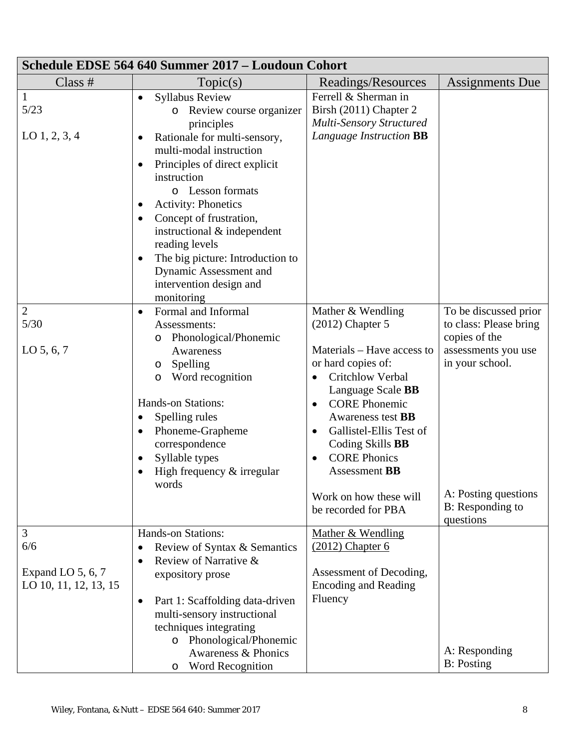| **Schedule EDSE 564 640 Summer 2017 – Loudoun Cohort** | | | |
|---|---|---|---|
| Class # | Topic(s) | Readings/Resources | Assignments Due |
| 1<br>5/23<br><br>LO 1, 2, 3, 4 | • Syllabus Review<br>&nbsp;&nbsp;o Review course organizer principles<br>• Rationale for multi-sensory, multi-modal instruction<br>• Principles of direct explicit instruction<br>&nbsp;&nbsp;o Lesson formats<br>• Activity: Phonetics<br>• Concept of frustration, instructional & independent reading levels<br>• The big picture: Introduction to Dynamic Assessment and intervention design and monitoring | Ferrell & Sherman in Birsh (2011) Chapter 2 *Multi-Sensory Structured Language Instruction* **BB** | |
| 2<br>5/30<br><br>LO 5, 6, 7 | • Formal and Informal Assessments:<br>&nbsp;&nbsp;o Phonological/Phonemic Awareness<br>&nbsp;&nbsp;o Spelling<br>&nbsp;&nbsp;o Word recognition<br><br>Hands-on Stations:<br>• Spelling rules<br>• Phoneme-Grapheme correspondence<br>• Syllable types<br>• High frequency & irregular words | Mather & Wendling (2012) Chapter 5<br><br>Materials – Have access to or hard copies of:<br>• Critchlow Verbal Language Scale **BB**<br>• CORE Phonemic Awareness test **BB**<br>• Gallistel-Ellis Test of Coding Skills **BB**<br>• CORE Phonics Assessment **BB**<br><br>Work on how these will be recorded for PBA | To be discussed prior to class: Please bring copies of the assessments you use in your school.<br><br>A: Posting questions<br>B: Responding to questions |
| 3<br>6/6<br><br>Expand LO 5, 6, 7<br>LO 10, 11, 12, 13, 15 | Hands-on Stations:<br>• Review of Syntax & Semantics<br>• Review of Narrative & expository prose<br><br>• Part 1: Scaffolding data-driven multi-sensory instructional techniques integrating<br>&nbsp;&nbsp;o Phonological/Phonemic Awareness & Phonics<br>&nbsp;&nbsp;o Word Recognition | Mather & Wendling (2012) Chapter 6<br><br>Assessment of Decoding, Encoding and Reading Fluency | A: Responding<br>B: Posting |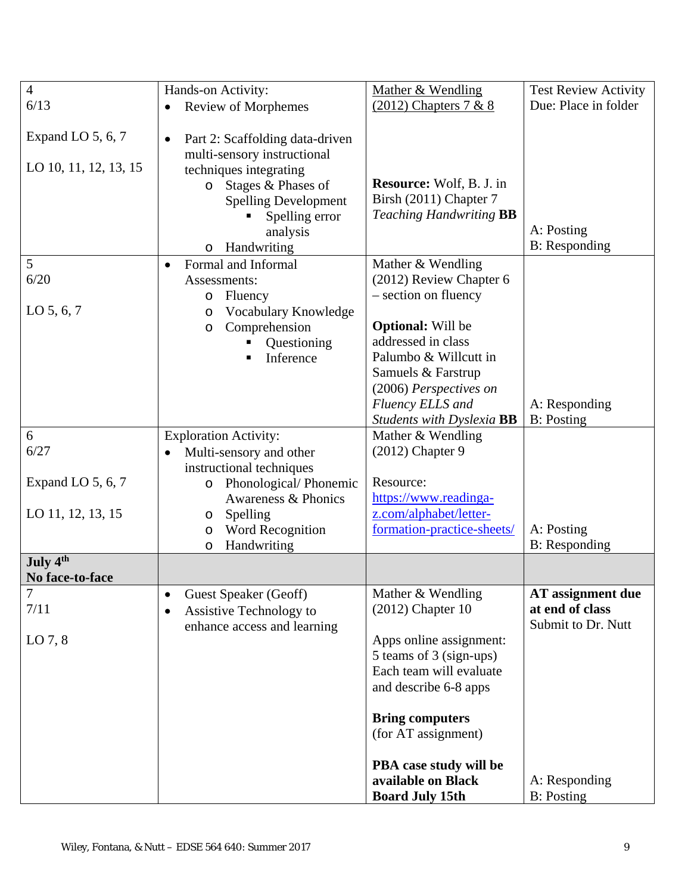| | | | |
|---|---|---|---|
| 4<br>6/13<br><br>Expand LO 5, 6, 7<br><br>LO 10, 11, 12, 13, 15 | Hands-on Activity:<br>• Review of Morphemes<br><br>• Part 2: Scaffolding data-driven multi-sensory instructional techniques integrating<br>  o Stages & Phases of Spelling Development<br>    ▪ Spelling error analysis<br>  o Handwriting | Mather & Wendling (2012) Chapters 7 & 8<br><br>**Resource:** Wolf, B. J. in Birsh (2011) Chapter 7 *Teaching Handwriting* **BB** | Test Review Activity Due: Place in folder<br><br>A: Posting<br>B: Responding |
| 5<br>6/20<br><br>LO 5, 6, 7 | • Formal and Informal Assessments:<br>  o Fluency<br>  o Vocabulary Knowledge<br>  o Comprehension<br>    ▪ Questioning<br>    ▪ Inference | Mather & Wendling (2012) Review Chapter 6 – section on fluency<br><br>**Optional:** Will be addressed in class Palumbo & Willcutt in Samuels & Farstrup (2006) *Perspectives on Fluency ELLS and Students with Dyslexia* **BB** | A: Responding<br>B: Posting |
| 6<br>6/27<br><br>Expand LO 5, 6, 7<br><br>LO 11, 12, 13, 15 | Exploration Activity:<br>• Multi-sensory and other instructional techniques<br>  o Phonological/ Phonemic Awareness & Phonics<br>  o Spelling<br>  o Word Recognition<br>  o Handwriting | Mather & Wendling (2012) Chapter 9<br><br>Resource:<br>https://www.readinga-z.com/alphabet/letter-formation-practice-sheets/ | A: Posting<br>B: Responding |
| **July 4th**<br>**No face-to-face** | | | |
| 7<br>7/11<br><br>LO 7, 8 | • Guest Speaker (Geoff)<br>• Assistive Technology to enhance access and learning | Mather & Wendling (2012) Chapter 10<br><br>Apps online assignment: 5 teams of 3 (sign-ups) Each team will evaluate and describe 6-8 apps<br><br>**Bring computers** (for AT assignment)<br><br>**PBA case study will be available on Black Board July 15th** | **AT assignment due at end of class**<br>Submit to Dr. Nutt<br><br>A: Responding<br>B: Posting |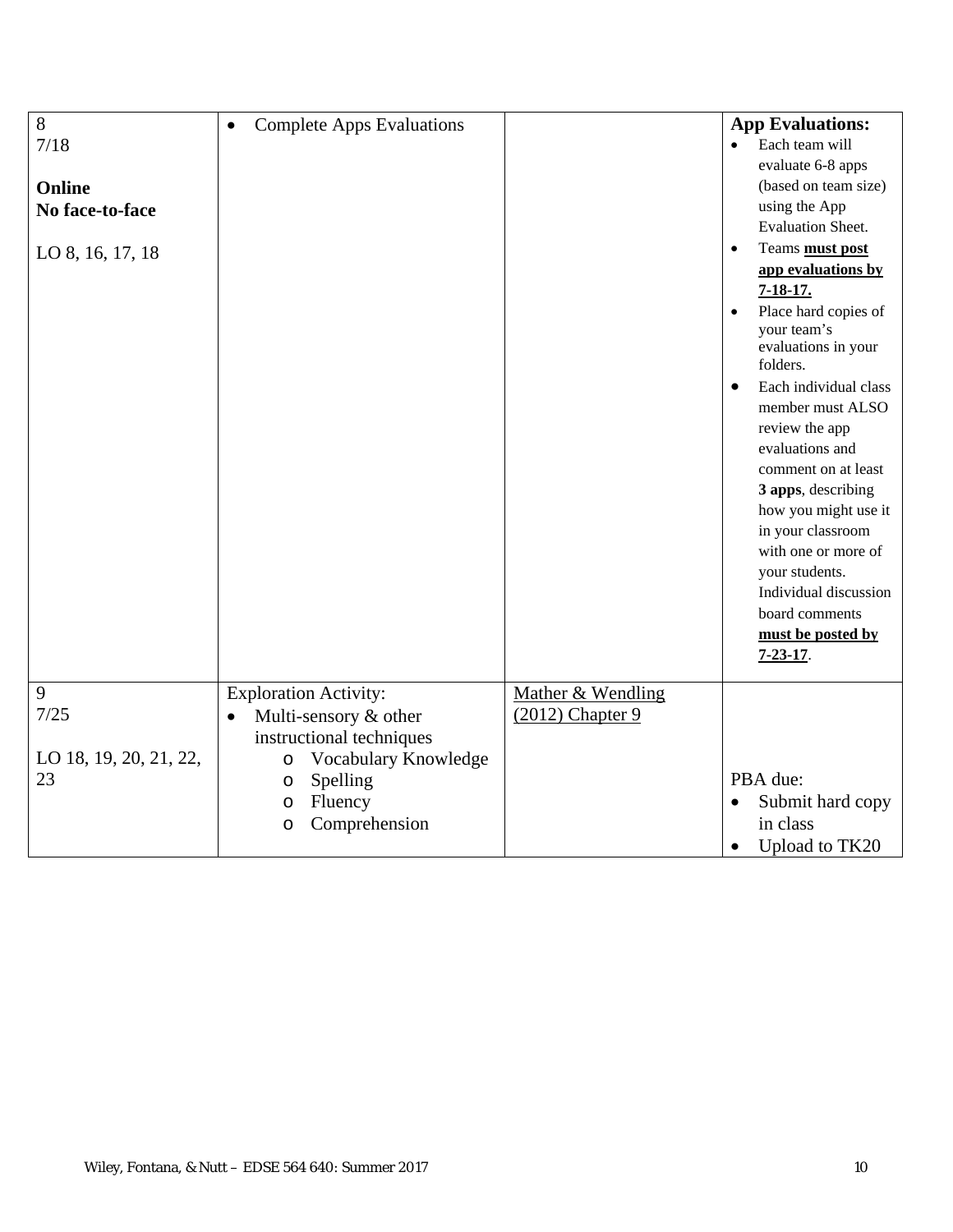| | | | |
|---|---|---|---|
| 8<br>7/18<br><br>**Online**<br>**No face-to-face**<br><br>LO 8, 16, 17, 18 | • Complete Apps Evaluations | | **App Evaluations:**<br>• Each team will evaluate 6-8 apps (based on team size) using the App Evaluation Sheet.<br>• Teams **must post app evaluations by 7-18-17.**<br>• Place hard copies of your team's evaluations in your folders.<br>• Each individual class member must ALSO review the app evaluations and comment on at least **3 apps**, describing how you might use it in your classroom with one or more of your students. Individual discussion board comments **must be posted by 7-23-17**. |
| 9<br>7/25<br><br>LO 18, 19, 20, 21, 22, 23 | Exploration Activity:<br>• Multi-sensory & other instructional techniques<br>  o Vocabulary Knowledge<br>  o Spelling<br>  o Fluency<br>  o Comprehension | Mather & Wendling (2012) Chapter 9 | PBA due:<br>• Submit hard copy in class<br>• Upload to TK20 |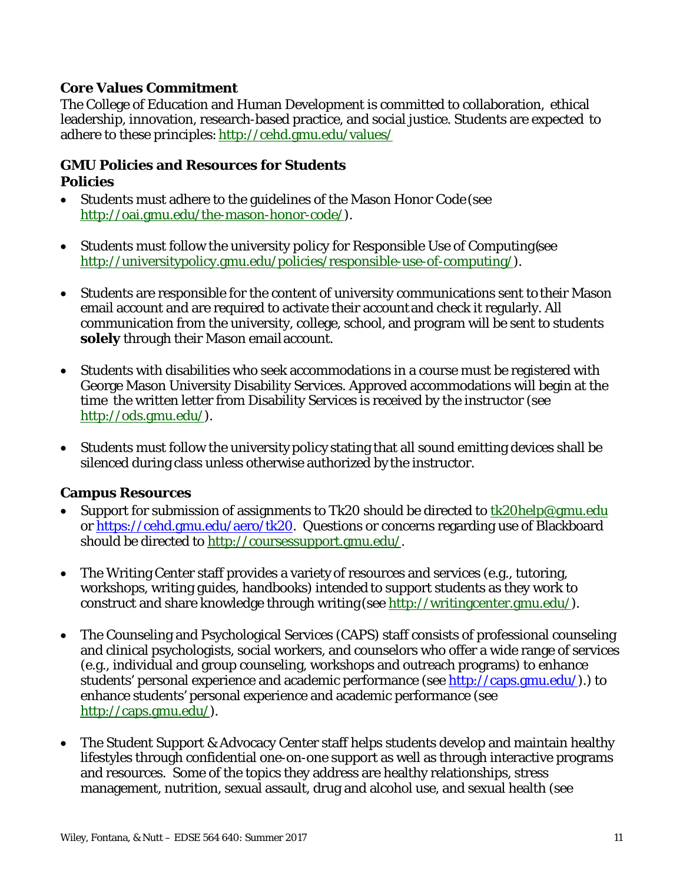### Core Values Commitment

The College of Education and Human Development is committed to collaboration, ethical leadership, innovation, research-based practice, and social justice. Students are expected to adhere to these principles: http://cehd.gmu.edu/values/

### GMU Policies and Resources for Students

### Policies

- Students must adhere to the guidelines of the Mason Honor Code (see http://oai.gmu.edu/the-mason-honor-code/).

- Students must follow the university policy for Responsible Use of Computing (see http://universitypolicy.gmu.edu/policies/responsible-use-of-computing/).

- Students are responsible for the content of university communications sent to their Mason email account and are required to activate their account and check it regularly. All communication from the university, college, school, and program will be sent to students **solely** through their Mason email account.

- Students with disabilities who seek accommodations in a course must be registered with George Mason University Disability Services. Approved accommodations will begin at the time the written letter from Disability Services is received by the instructor (see http://ods.gmu.edu/).

- Students must follow the university policy stating that all sound emitting devices shall be silenced during class unless otherwise authorized by the instructor.

### Campus Resources

- Support for submission of assignments to Tk20 should be directed to tk20help@gmu.edu or https://cehd.gmu.edu/aero/tk20. Questions or concerns regarding use of Blackboard should be directed to http://coursessupport.gmu.edu/.

- The Writing Center staff provides a variety of resources and services (e.g., tutoring, workshops, writing guides, handbooks) intended to support students as they work to construct and share knowledge through writing (see http://writingcenter.gmu.edu/).

- The Counseling and Psychological Services (CAPS) staff consists of professional counseling and clinical psychologists, social workers, and counselors who offer a wide range of services (e.g., individual and group counseling, workshops and outreach programs) to enhance students' personal experience and academic performance (see http://caps.gmu.edu/).) to enhance students' personal experience and academic performance (see http://caps.gmu.edu/).

- The Student Support & Advocacy Center staff helps students develop and maintain healthy lifestyles through confidential one-on-one support as well as through interactive programs and resources. Some of the topics they address are healthy relationships, stress management, nutrition, sexual assault, drug and alcohol use, and sexual health (see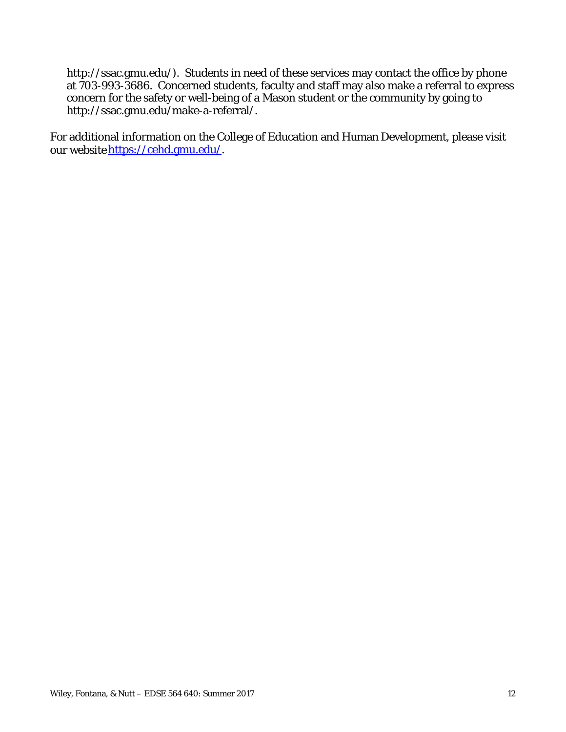http://ssac.gmu.edu/). Students in need of these services may contact the office by phone at 703-993-3686. Concerned students, faculty and staff may also make a referral to express concern for the safety or well-being of a Mason student or the community by going to http://ssac.gmu.edu/make-a-referral/.

For additional information on the College of Education and Human Development, please visit our website [https://cehd.gmu.edu/](https://cehd.gmu.edu/).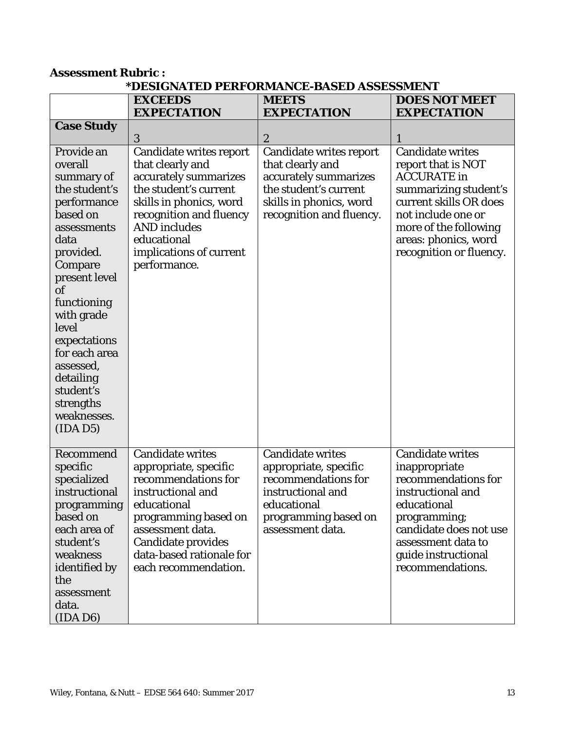**Assessment Rubric :**

**\*DESIGNATED PERFORMANCE-BASED ASSESSMENT**

| | **EXCEEDS EXPECTATION** | **MEETS EXPECTATION** | **DOES NOT MEET EXPECTATION** |
|---|---|---|---|
| **Case Study** | 3 | 2 | 1 |
| Provide an overall summary of the student's performance based on assessments data provided. Compare present level of functioning with grade level expectations for each area assessed, detailing student's strengths weaknesses. (IDA D5) | Candidate writes report that clearly and accurately summarizes the student's current skills in phonics, word recognition and fluency AND includes educational implications of current performance. | Candidate writes report that clearly and accurately summarizes the student's current skills in phonics, word recognition and fluency. | Candidate writes report that is NOT ACCURATE in summarizing student's current skills OR does not include one or more of the following areas: phonics, word recognition or fluency. |
| Recommend specific specialized instructional programming based on each area of student's weakness identified by the assessment data. (IDA D6) | Candidate writes appropriate, specific recommendations for instructional and educational programming based on assessment data. Candidate provides data-based rationale for each recommendation. | Candidate writes appropriate, specific recommendations for instructional and educational programming based on assessment data. | Candidate writes inappropriate recommendations for instructional and educational programming; candidate does not use assessment data to guide instructional recommendations. |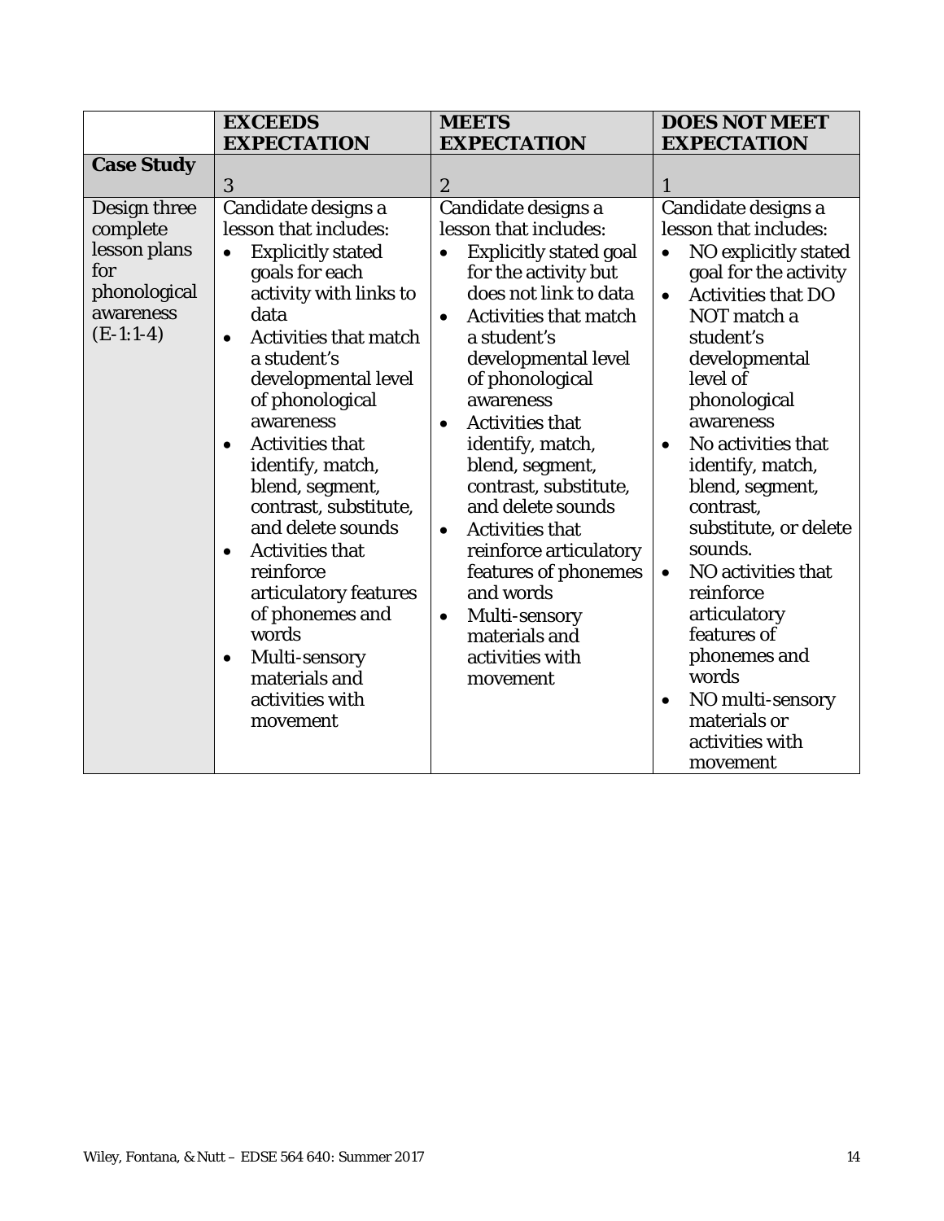| | **EXCEEDS EXPECTATION** | **MEETS EXPECTATION** | **DOES NOT MEET EXPECTATION** |
|---|---|---|---|
| **Case Study** | 3 | 2 | 1 |
| Design three complete lesson plans for phonological awareness (E-1:1-4) | Candidate designs a lesson that includes:<br>• Explicitly stated goals for each activity with links to data<br>• Activities that match a student's developmental level of phonological awareness<br>• Activities that identify, match, blend, segment, contrast, substitute, and delete sounds<br>• Activities that reinforce articulatory features of phonemes and words<br>• Multi-sensory materials and activities with movement | Candidate designs a lesson that includes:<br>• Explicitly stated goal for the activity but does not link to data<br>• Activities that match a student's developmental level of phonological awareness<br>• Activities that identify, match, blend, segment, contrast, substitute, and delete sounds<br>• Activities that reinforce articulatory features of phonemes and words<br>• Multi-sensory materials and activities with movement | Candidate designs a lesson that includes:<br>• NO explicitly stated goal for the activity<br>• Activities that DO NOT match a student's developmental level of phonological awareness<br>• No activities that identify, match, blend, segment, contrast, substitute, or delete sounds.<br>• NO activities that reinforce articulatory features of phonemes and words<br>• NO multi-sensory materials or activities with movement |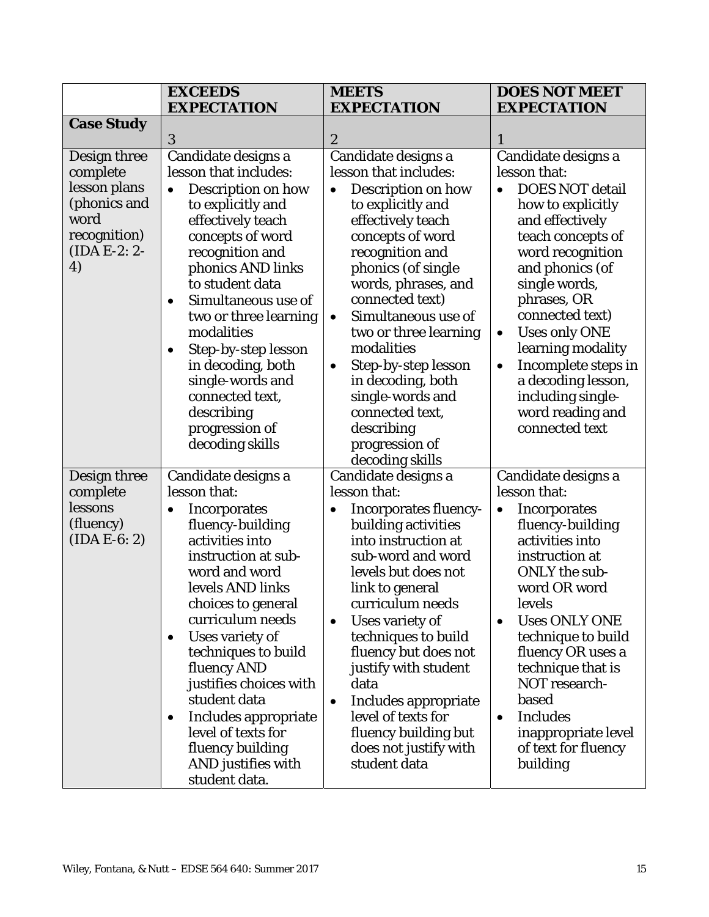| | **EXCEEDS EXPECTATION** | **MEETS EXPECTATION** | **DOES NOT MEET EXPECTATION** |
|---|---|---|---|
| **Case Study** | 3 | 2 | 1 |
| Design three complete lesson plans (phonics and word recognition) (IDA E-2: 2-4) | Candidate designs a lesson that includes: <br>• Description on how to explicitly and effectively teach concepts of word recognition and phonics AND links to student data <br>• Simultaneous use of two or three learning modalities <br>• Step-by-step lesson in decoding, both single-words and connected text, describing progression of decoding skills | Candidate designs a lesson that includes: <br>• Description on how to explicitly and effectively teach concepts of word recognition and phonics (of single words, phrases, and connected text) <br>• Simultaneous use of two or three learning modalities <br>• Step-by-step lesson in decoding, both single-words and connected text, describing progression of decoding skills | Candidate designs a lesson that: <br>• DOES NOT detail how to explicitly and effectively teach concepts of word recognition and phonics (of single words, phrases, OR connected text) <br>• Uses only ONE learning modality <br>• Incomplete steps in a decoding lesson, including single-word reading and connected text |
| Design three complete lessons (fluency) (IDA E-6: 2) | Candidate designs a lesson that: <br>• Incorporates fluency-building activities into instruction at sub-word and word levels AND links choices to general curriculum needs <br>• Uses variety of techniques to build fluency AND justifies choices with student data <br>• Includes appropriate level of texts for fluency building AND justifies with student data. | Candidate designs a lesson that: <br>• Incorporates fluency-building activities into instruction at sub-word and word levels but does not link to general curriculum needs <br>• Uses variety of techniques to build fluency but does not justify with student data <br>• Includes appropriate level of texts for fluency building but does not justify with student data | Candidate designs a lesson that: <br>• Incorporates fluency-building activities into instruction at ONLY the sub-word OR word levels <br>• Uses ONLY ONE technique to build fluency OR uses a technique that is NOT research-based <br>• Includes inappropriate level of text for fluency building |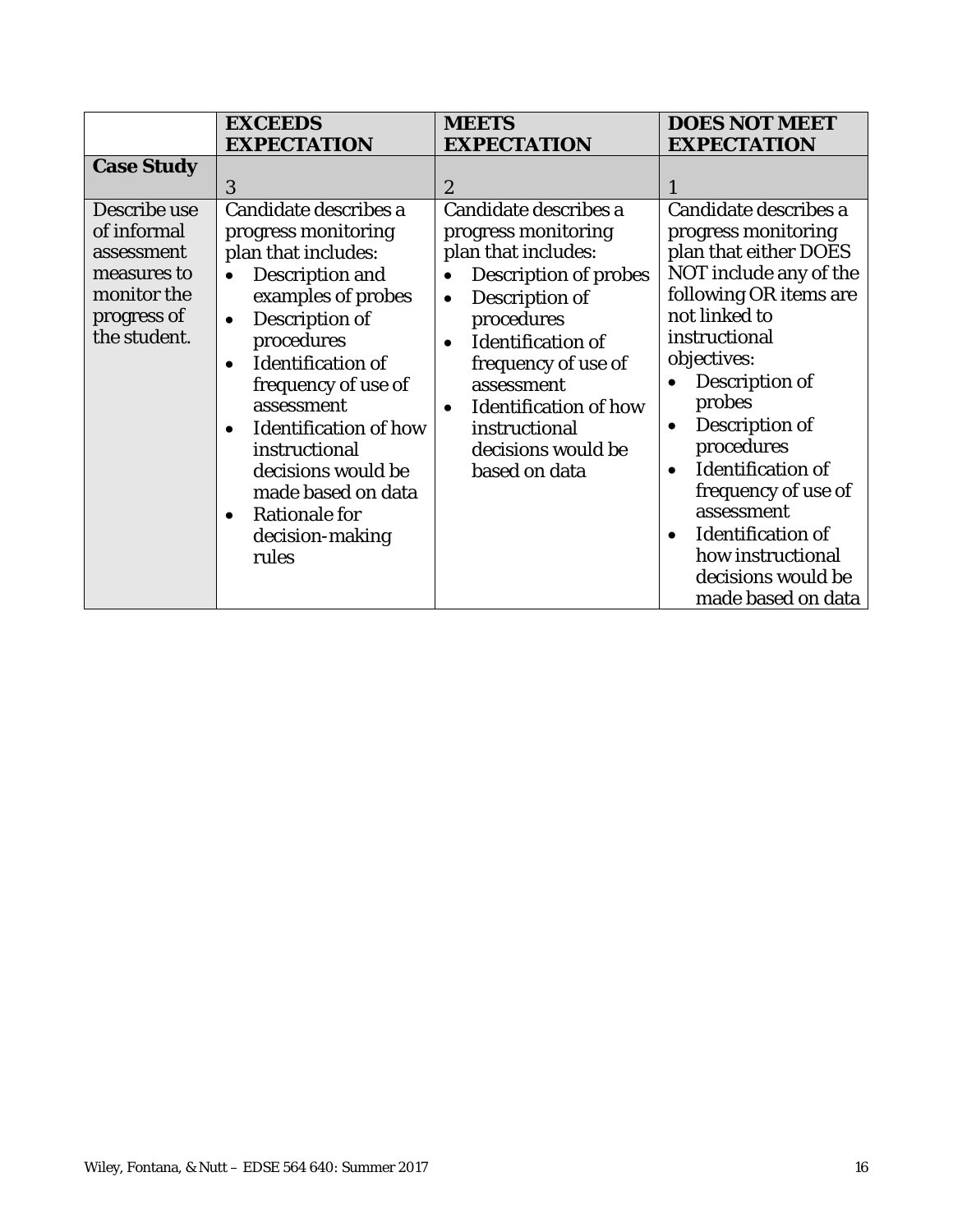| | **EXCEEDS EXPECTATION** | **MEETS EXPECTATION** | **DOES NOT MEET EXPECTATION** |
|---|---|---|---|
| **Case Study** | 3 | 2 | 1 |
| Describe use of informal assessment measures to monitor the progress of the student. | Candidate describes a progress monitoring plan that includes:<br>• Description and examples of probes<br>• Description of procedures<br>• Identification of frequency of use of assessment<br>• Identification of how instructional decisions would be made based on data<br>• Rationale for decision-making rules | Candidate describes a progress monitoring plan that includes:<br>• Description of probes<br>• Description of procedures<br>• Identification of frequency of use of assessment<br>• Identification of how instructional decisions would be based on data | Candidate describes a progress monitoring plan that either DOES NOT include any of the following OR items are not linked to instructional objectives:<br>• Description of probes<br>• Description of procedures<br>• Identification of frequency of use of assessment<br>• Identification of how instructional decisions would be made based on data |